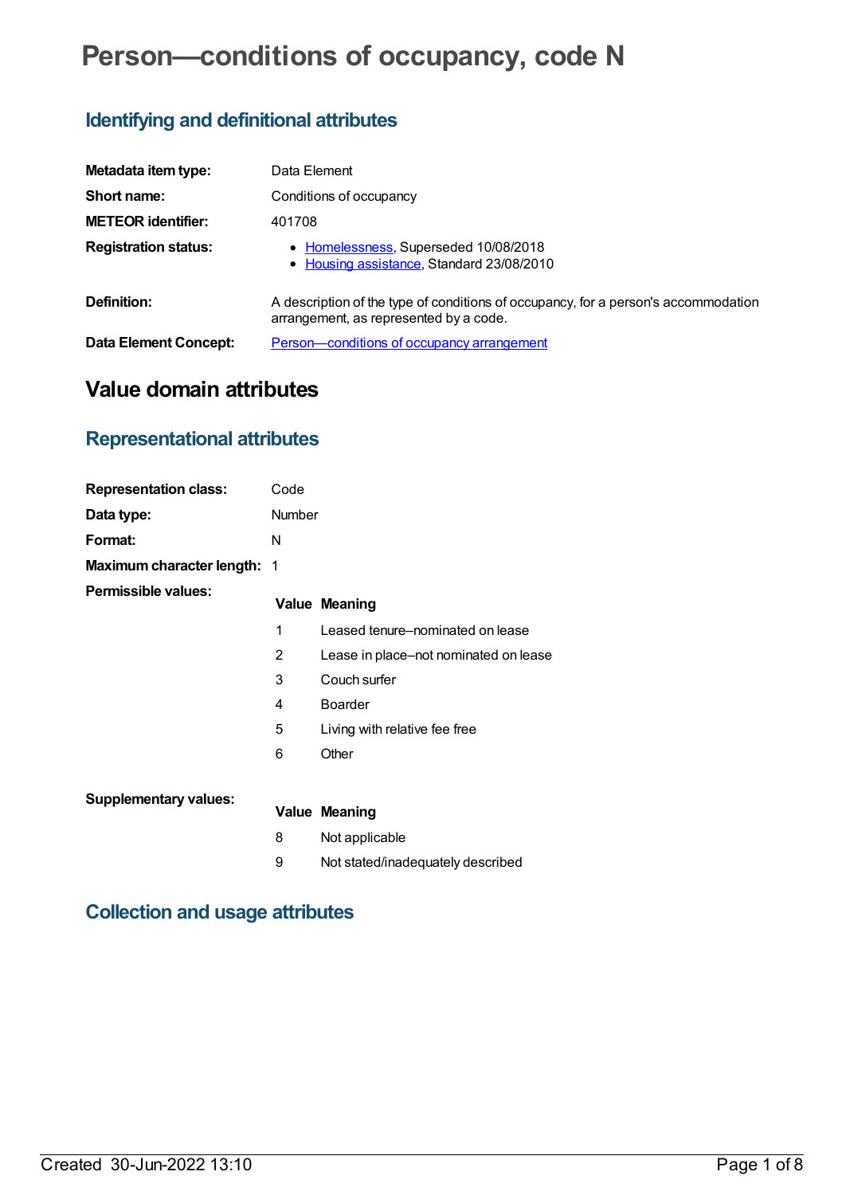# Person—conditions of occupancy, code N

## Identifying and definitional attributes

| | |
|---|---|
| **Metadata item type:** | Data Element |
| **Short name:** | Conditions of occupancy |
| **METEOR identifier:** | 401708 |
| **Registration status:** | • Homelessness, Superseded 10/08/2018<br>• Housing assistance, Standard 23/08/2010 |
| **Definition:** | A description of the type of conditions of occupancy, for a person's accommodation arrangement, as represented by a code. |
| **Data Element Concept:** | Person—conditions of occupancy arrangement |

# Value domain attributes

## Representational attributes

| | |
|---|---|
| **Representation class:** | Code |
| **Data type:** | Number |
| **Format:** | N |
| **Maximum character length:** | 1 |

**Permissible values:**

| Value | Meaning |
|---|---|
| 1 | Leased tenure–nominated on lease |
| 2 | Lease in place–not nominated on lease |
| 3 | Couch surfer |
| 4 | Boarder |
| 5 | Living with relative fee free |
| 6 | Other |

**Supplementary values:**

| Value | Meaning |
|---|---|
| 8 | Not applicable |
| 9 | Not stated/inadequately described |

## Collection and usage attributes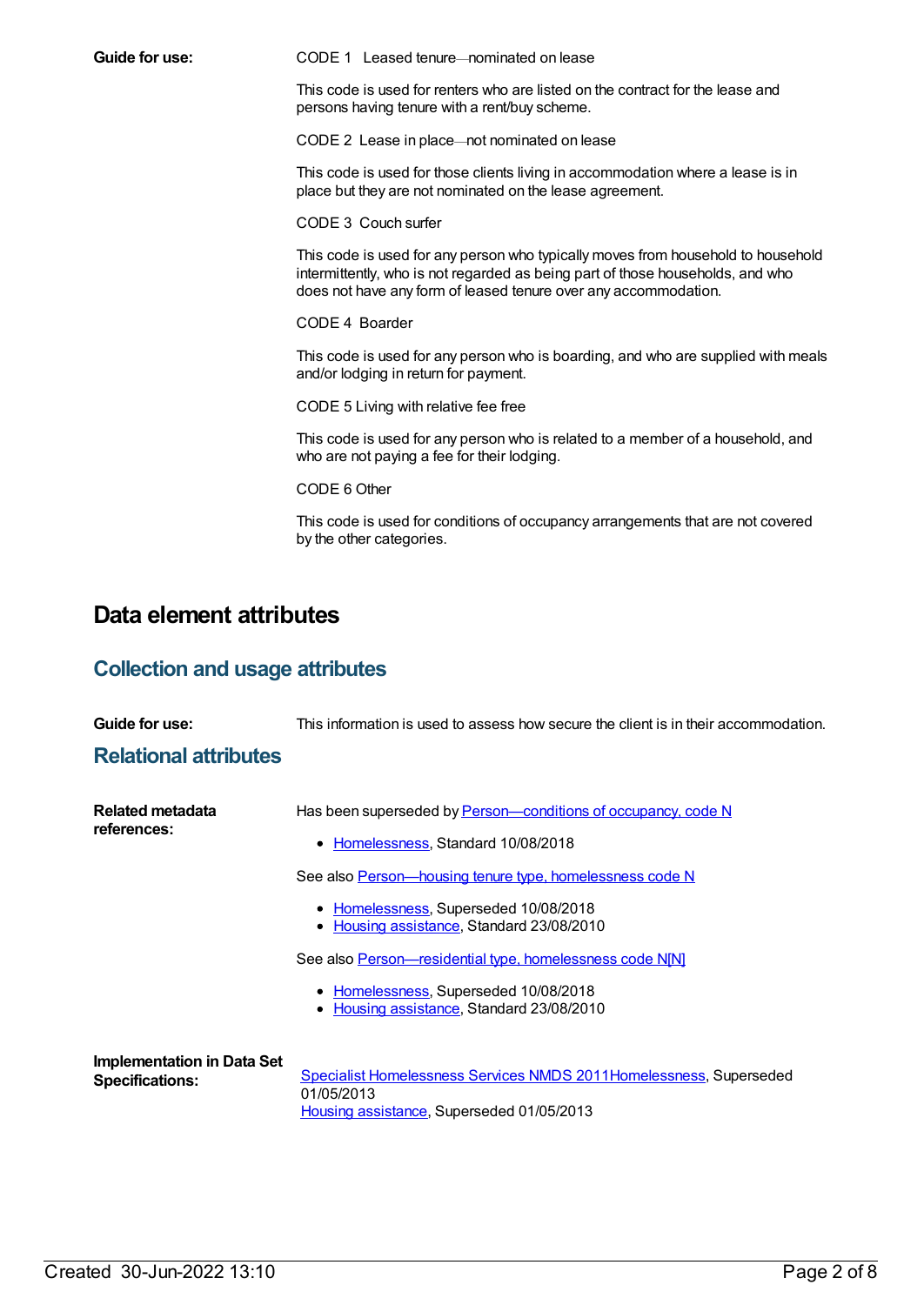**Guide for use:** CODE 1 Leased tenure—nominated on lease

This code is used for renters who are listed on the contract for the lease and persons having tenure with a rent/buy scheme.

CODE 2 Lease in place—not nominated on lease

This code is used for those clients living in accommodation where a lease is in place but they are not nominated on the lease agreement.

CODE 3 Couch surfer

This code is used for any person who typically moves from household to household intermittently, who is not regarded as being part of those households, and who does not have any form of leased tenure over any accommodation.

CODE 4 Boarder

This code is used for any person who is boarding, and who are supplied with meals and/or lodging in return for payment.

CODE 5 Living with relative fee free

This code is used for any person who is related to a member of a household, and who are not paying a fee for their lodging.

CODE 6 Other

This code is used for conditions of occupancy arrangements that are not covered by the other categories.

# Data element attributes

## Collection and usage attributes

**Guide for use:** This information is used to assess how secure the client is in their accommodation.

## Relational attributes

**Related metadata references:**

Has been superseded by Person—conditions of occupancy, code N

- Homelessness, Standard 10/08/2018

See also Person—housing tenure type, homelessness code N

- Homelessness, Superseded 10/08/2018
- Housing assistance, Standard 23/08/2010

See also Person—residential type, homelessness code N[N]

- Homelessness, Superseded 10/08/2018
- Housing assistance, Standard 23/08/2010

**Implementation in Data Set Specifications:**

Specialist Homelessness Services NMDS 2011Homelessness, Superseded 01/05/2013
Housing assistance, Superseded 01/05/2013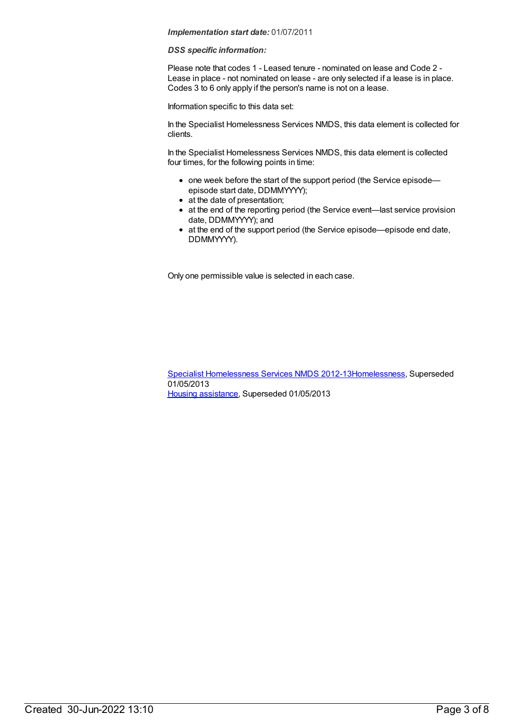***Implementation start date:*** 01/07/2011

***DSS specific information:***

Please note that codes 1 - Leased tenure - nominated on lease and Code 2 - Lease in place - not nominated on lease - are only selected if a lease is in place. Codes 3 to 6 only apply if the person's name is not on a lease.

Information specific to this data set:

In the Specialist Homelessness Services NMDS, this data element is collected for clients.

In the Specialist Homelessness Services NMDS, this data element is collected four times, for the following points in time:

- one week before the start of the support period (the Service episode—episode start date, DDMMYYYY);
- at the date of presentation;
- at the end of the reporting period (the Service event—last service provision date, DDMMYYYY); and
- at the end of the support period (the Service episode—episode end date, DDMMYYYY).

Only one permissible value is selected in each case.

[Specialist Homelessness Services NMDS 2012-13Homelessness](), Superseded 01/05/2013
[Housing assistance](), Superseded 01/05/2013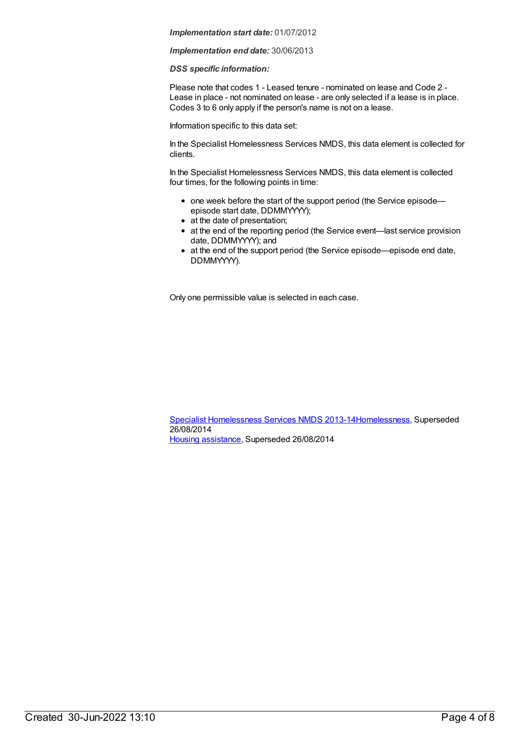***Implementation start date:*** 01/07/2012

***Implementation end date:*** 30/06/2013

***DSS specific information:***

Please note that codes 1 - Leased tenure - nominated on lease and Code 2 - Lease in place - not nominated on lease - are only selected if a lease is in place. Codes 3 to 6 only apply if the person's name is not on a lease.

Information specific to this data set:

In the Specialist Homelessness Services NMDS, this data element is collected for clients.

In the Specialist Homelessness Services NMDS, this data element is collected four times, for the following points in time:

- one week before the start of the support period (the Service episode—episode start date, DDMMYYYY);
- at the date of presentation;
- at the end of the reporting period (the Service event—last service provision date, DDMMYYYY); and
- at the end of the support period (the Service episode—episode end date, DDMMYYYY).

Only one permissible value is selected in each case.

Specialist Homelessness Services NMDS 2013-14Homelessness, Superseded 26/08/2014
Housing assistance, Superseded 26/08/2014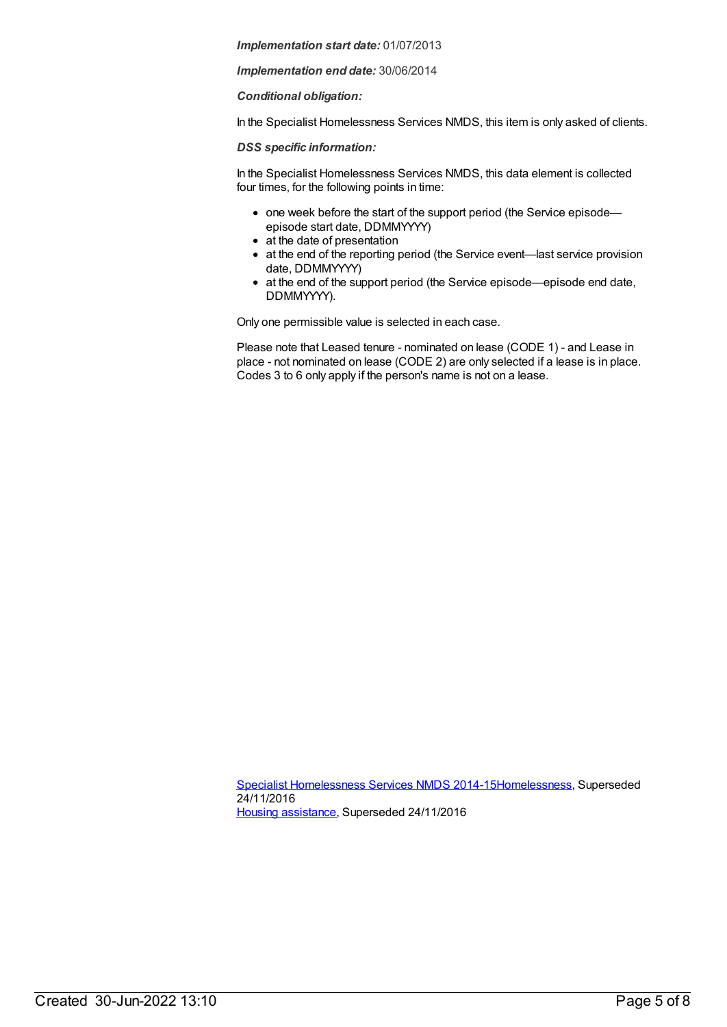***Implementation start date:*** 01/07/2013

***Implementation end date:*** 30/06/2014

***Conditional obligation:***

In the Specialist Homelessness Services NMDS, this item is only asked of clients.

***DSS specific information:***

In the Specialist Homelessness Services NMDS, this data element is collected four times, for the following points in time:

- one week before the start of the support period (the Service episode—episode start date, DDMMYYYY)
- at the date of presentation
- at the end of the reporting period (the Service event—last service provision date, DDMMYYYY)
- at the end of the support period (the Service episode—episode end date, DDMMYYYY).

Only one permissible value is selected in each case.

Please note that Leased tenure - nominated on lease (CODE 1) - and Lease in place - not nominated on lease (CODE 2) are only selected if a lease is in place. Codes 3 to 6 only apply if the person's name is not on a lease.

[Specialist Homelessness Services NMDS 2014-15Homelessness](), Superseded 24/11/2016
[Housing assistance](), Superseded 24/11/2016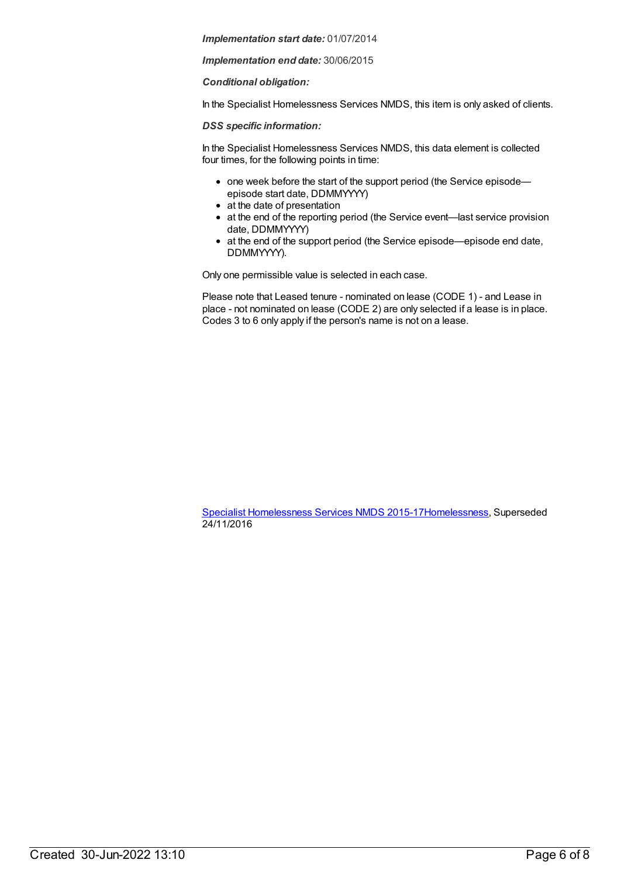***Implementation start date:*** 01/07/2014

***Implementation end date:*** 30/06/2015

***Conditional obligation:***

In the Specialist Homelessness Services NMDS, this item is only asked of clients.

***DSS specific information:***

In the Specialist Homelessness Services NMDS, this data element is collected four times, for the following points in time:

- one week before the start of the support period (the Service episode—episode start date, DDMMYYYY)
- at the date of presentation
- at the end of the reporting period (the Service event—last service provision date, DDMMYYYY)
- at the end of the support period (the Service episode—episode end date, DDMMYYYY).

Only one permissible value is selected in each case.

Please note that Leased tenure - nominated on lease (CODE 1) - and Lease in place - not nominated on lease (CODE 2) are only selected if a lease is in place. Codes 3 to 6 only apply if the person's name is not on a lease.

[Specialist Homelessness Services NMDS 2015-17Homelessness](), Superseded 24/11/2016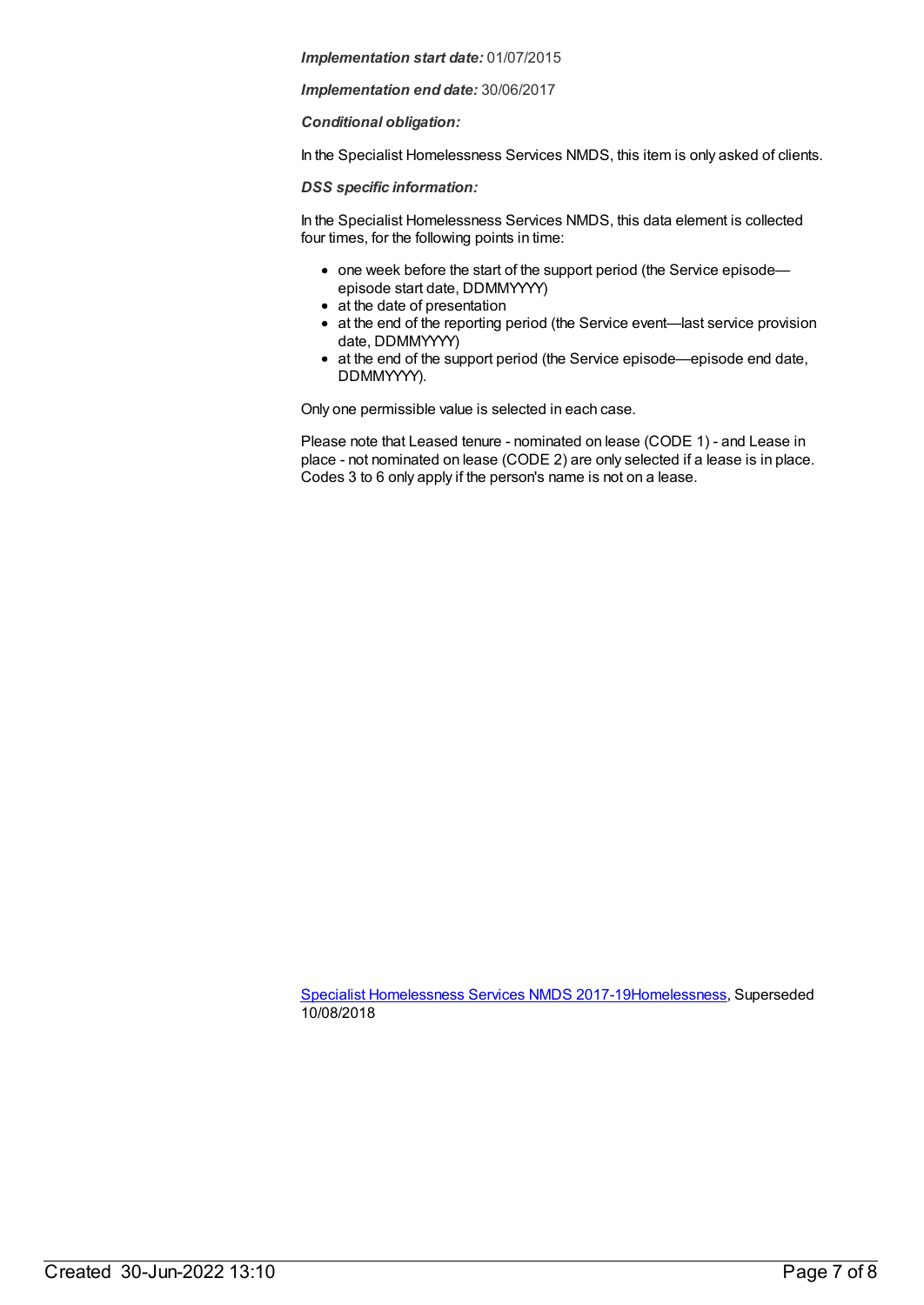***Implementation start date:*** 01/07/2015

***Implementation end date:*** 30/06/2017

***Conditional obligation:***

In the Specialist Homelessness Services NMDS, this item is only asked of clients.

***DSS specific information:***

In the Specialist Homelessness Services NMDS, this data element is collected four times, for the following points in time:

- one week before the start of the support period (the Service episode—episode start date, DDMMYYYY)
- at the date of presentation
- at the end of the reporting period (the Service event—last service provision date, DDMMYYYY)
- at the end of the support period (the Service episode—episode end date, DDMMYYYY).

Only one permissible value is selected in each case.

Please note that Leased tenure - nominated on lease (CODE 1) - and Lease in place - not nominated on lease (CODE 2) are only selected if a lease is in place. Codes 3 to 6 only apply if the person's name is not on a lease.

[Specialist Homelessness Services NMDS 2017-19Homelessness](), Superseded 10/08/2018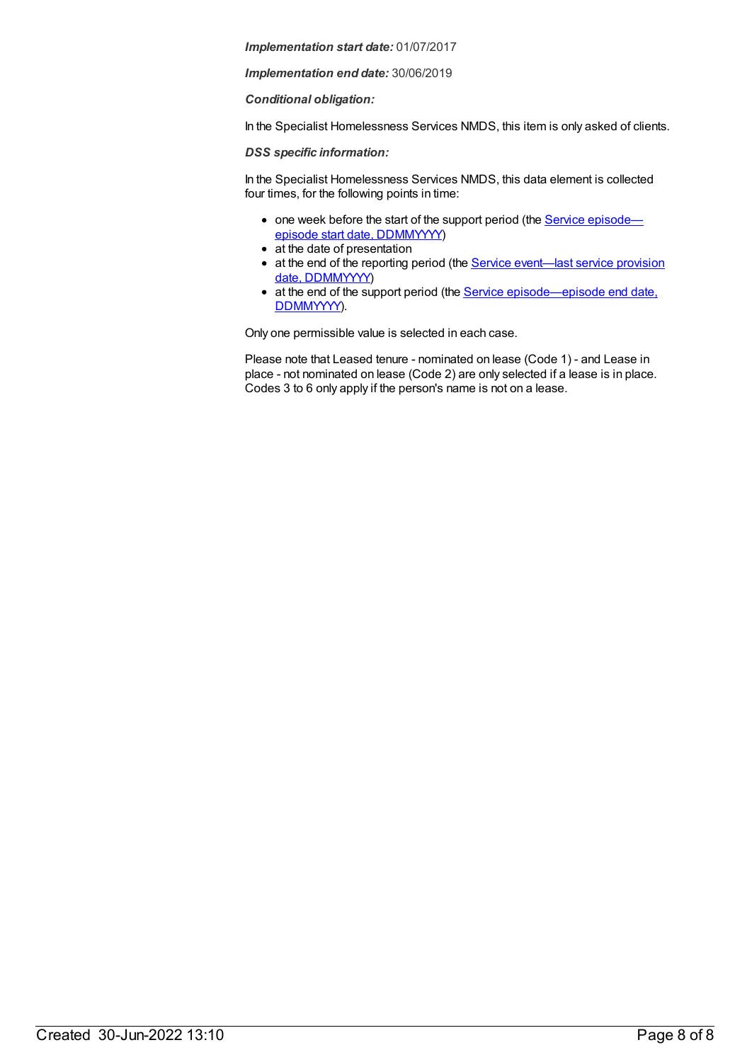***Implementation start date:*** 01/07/2017

***Implementation end date:*** 30/06/2019

***Conditional obligation:***

In the Specialist Homelessness Services NMDS, this item is only asked of clients.

***DSS specific information:***

In the Specialist Homelessness Services NMDS, this data element is collected four times, for the following points in time:

- one week before the start of the support period (the Service episode—episode start date, DDMMYYYY)
- at the date of presentation
- at the end of the reporting period (the Service event—last service provision date, DDMMYYYY)
- at the end of the support period (the Service episode—episode end date, DDMMYYYY).

Only one permissible value is selected in each case.

Please note that Leased tenure - nominated on lease (Code 1) - and Lease in place - not nominated on lease (Code 2) are only selected if a lease is in place. Codes 3 to 6 only apply if the person's name is not on a lease.